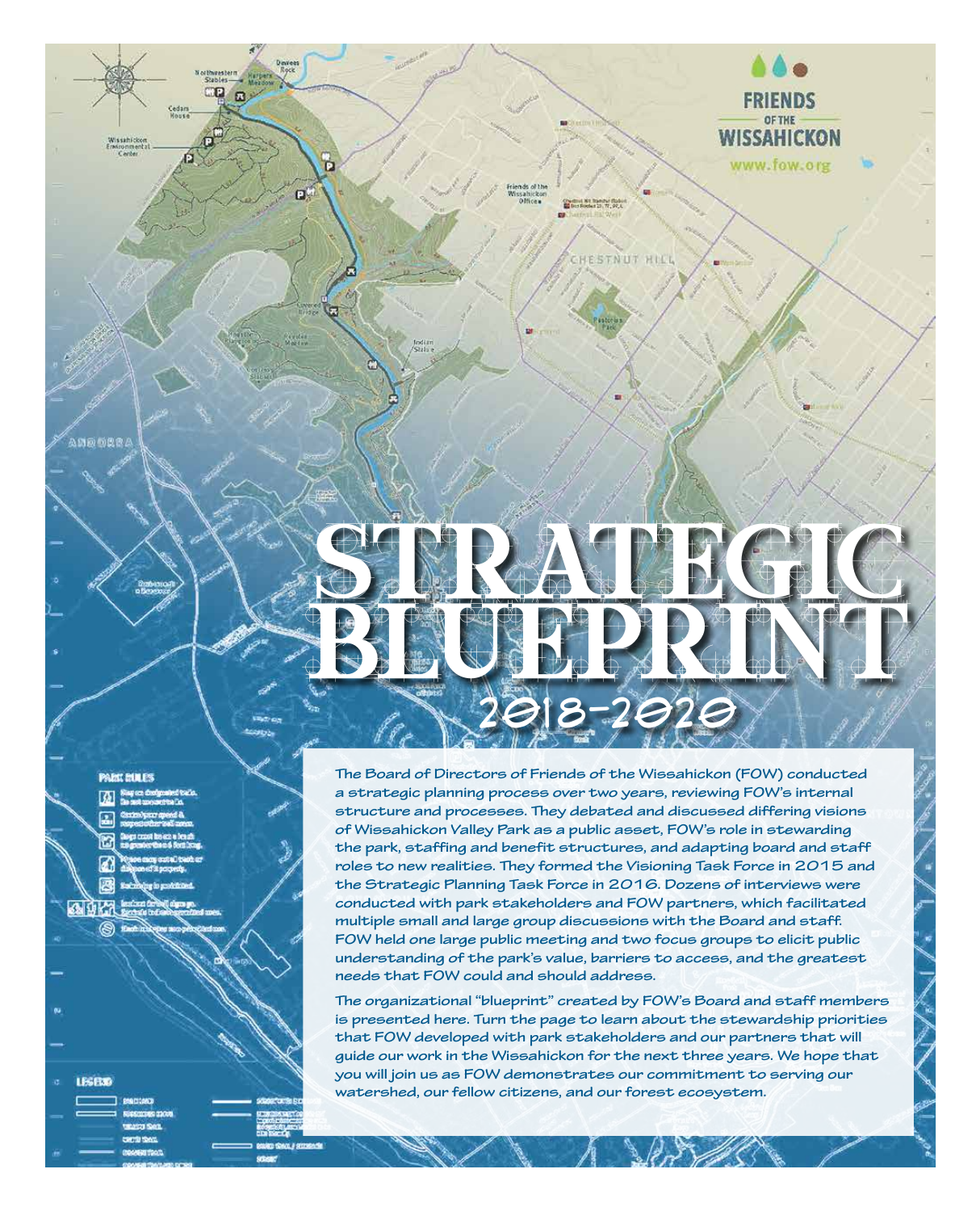# STRATEGIC BLUEPRINT

## 2018-2020

The Board of Directors of Friends of the Wissahickon (FOW) conducted a strategic planning process over two years, reviewing FOW's internal structure and processes. They debated and discussed differing visions of Wissahickon Valley Park as a public asset, FOW's role in stewarding the park, staffing and benefit structures, and adapting board and staff roles to new realities. They formed the Visioning Task Force in 2015 and the Strategic Planning Task Force in 2016. Dozens of interviews were conducted with park stakeholders and FOW partners, which facilitated multiple small and large group discussions with the Board and staff. FOW held one large public meeting and two focus groups to elicit public understanding of the park's value, barriers to access, and the greatest needs that FOW could and should address.

The organizational "blueprint" created by FOW's Board and staff members is presented here. Turn the page to learn about the stewardship priorities that FOW developed with park stakeholders and our partners that will guide our work in the Wissahickon for the next three years. We hope that you will join us as FOW demonstrates our commitment to serving our watershed, our fellow citizens, and our forest ecosystem.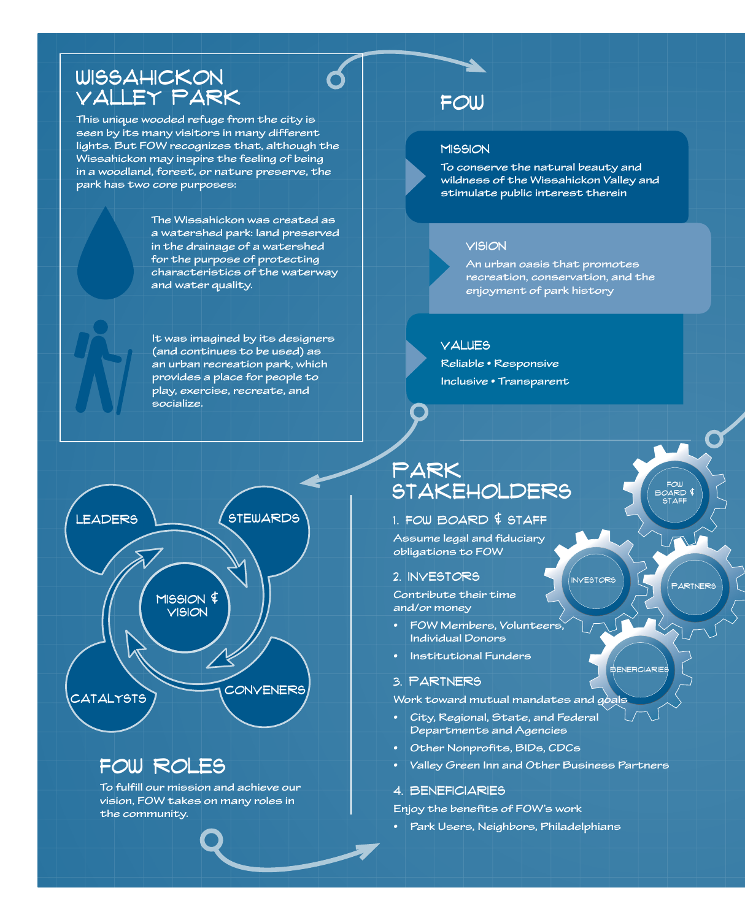# WISSAHICKON VALLEY PARK

This unique wooded refuge from the city is seen by its many visitors in many different lights. But FOW recognizes that, although the Wissahickon may inspire the feeling of being in a woodland, forest, or nature preserve, the park has two core purposes:

The Wissahickon was created as a watershed park: land preserved in the drainage of a watershed for the purpose of protecting characteristics of the waterway and water quality.

It was imagined by its designers (and continues to be used) as an urban recreation park, which provides a place for people to play, exercise, recreate, and socialize.

# FOW

## MISSION

To conserve the natural beauty and wildness of the Wissahickon Valley and stimulate public interest therein

## VISION

An urban oasis that promotes recreation, conservation, and the enjoyment of park history

## VALUES

Reliable • Responsive

Inclusive • Transparent

# FOW ROLES

LEADERS — STEWARDS — CONVENERS — CATALYSTS — MISSION & VISION

To fulfill our mission and achieve our vision, FOW takes on many roles in the community.

# PARK STAKEHOLDERS

## 1. FOW BOARD & STAFF

Assume legal and fiduciary obligations to FOW

## 2. INVESTORS

Contribute their time and/or money

- FOW Members, Volunteers, Individual Donors
- Institutional Funders

## 3. PARTNERS

Work toward mutual mandates and goals

- City, Regional, State, and Federal Departments and Agencies
- Other Nonprofits, BIDs, CDCs
- Valley Green Inn and Other Business Partners

## 4. BENEFICIARIES

Enjoy the benefits of FOW's work

- Park Users, Neighbors, Philadelphians

FOW BOARD & STAFF — INVESTORS — PARTNERS — BENEFICIARIES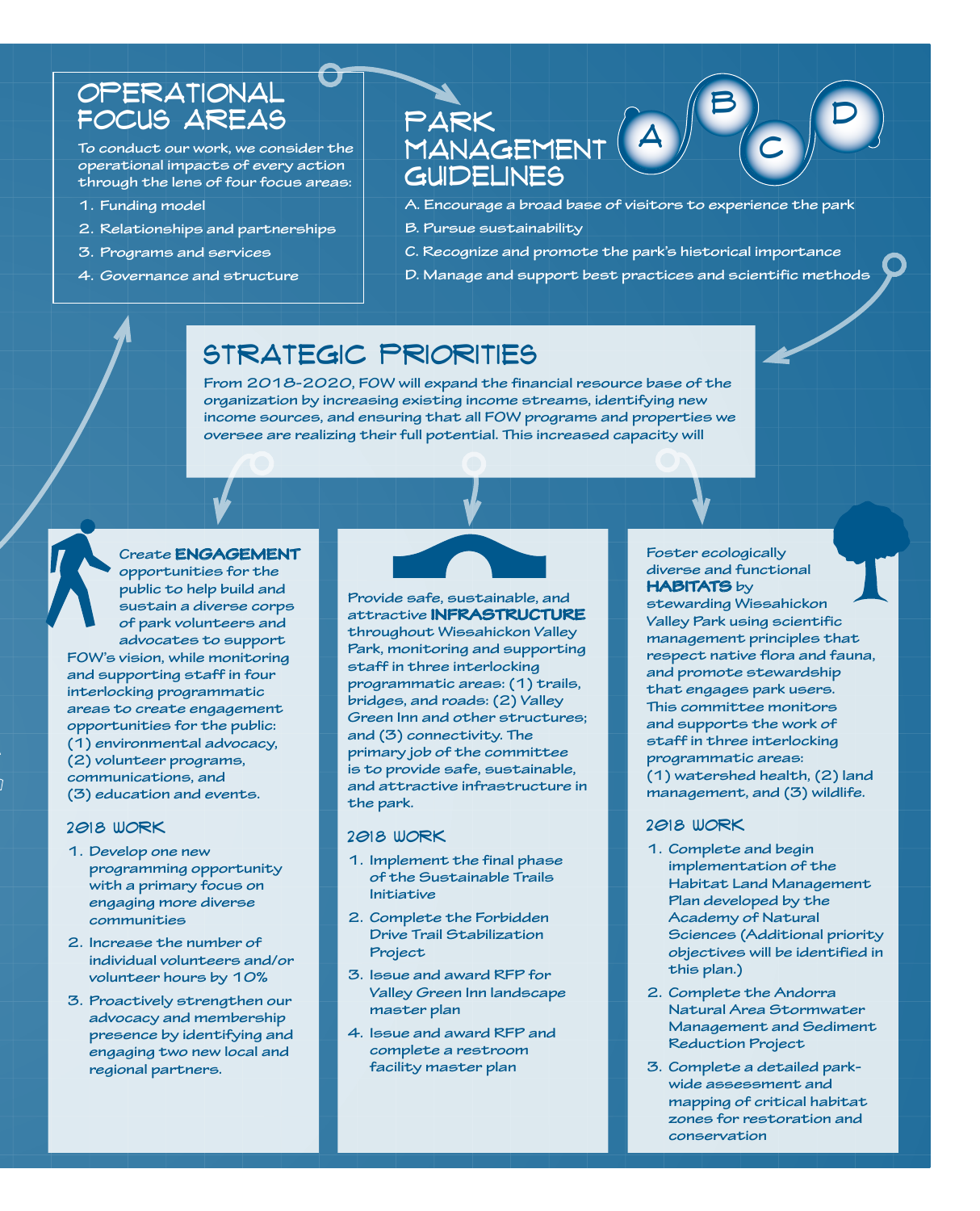## OPERATIONAL FOCUS AREAS

To conduct our work, we consider the operational impacts of every action through the lens of four focus areas:

1. Funding model
2. Relationships and partnerships
3. Programs and services
4. Governance and structure

## PARK MANAGEMENT GUIDELINES

A. Encourage a broad base of visitors to experience the park

B. Pursue sustainability

C. Recognize and promote the park's historical importance

D. Manage and support best practices and scientific methods

## STRATEGIC PRIORITIES

From 2018-2020, FOW will expand the financial resource base of the organization by increasing existing income streams, identifying new income sources, and ensuring that all FOW programs and properties we oversee are realizing their full potential. This increased capacity will

Create **ENGAGEMENT** opportunities for the public to help build and sustain a diverse corps of park volunteers and advocates to support FOW's vision, while monitoring and supporting staff in four interlocking programmatic areas to create engagement opportunities for the public: (1) environmental advocacy, (2) volunteer programs, communications, and (3) education and events.

### 2018 WORK

1. Develop one new programming opportunity with a primary focus on engaging more diverse communities
2. Increase the number of individual volunteers and/or volunteer hours by 10%
3. Proactively strengthen our advocacy and membership presence by identifying and engaging two new local and regional partners.

Provide safe, sustainable, and attractive **INFRASTRUCTURE** throughout Wissahickon Valley Park, monitoring and supporting staff in three interlocking programmatic areas: (1) trails, bridges, and roads: (2) Valley Green Inn and other structures; and (3) connectivity. The primary job of the committee is to provide safe, sustainable, and attractive infrastructure in the park.

### 2018 WORK

1. Implement the final phase of the Sustainable Trails Initiative
2. Complete the Forbidden Drive Trail Stabilization Project
3. Issue and award RFP for Valley Green Inn landscape master plan
4. Issue and award RFP and complete a restroom facility master plan

Foster ecologically diverse and functional **HABITATS** by stewarding Wissahickon Valley Park using scientific management principles that respect native flora and fauna, and promote stewardship that engages park users. This committee monitors and supports the work of staff in three interlocking programmatic areas: (1) watershed health, (2) land management, and (3) wildlife.

### 2018 WORK

1. Complete and begin implementation of the Habitat Land Management Plan developed by the Academy of Natural Sciences (Additional priority objectives will be identified in this plan.)
2. Complete the Andorra Natural Area Stormwater Management and Sediment Reduction Project
3. Complete a detailed park-wide assessment and mapping of critical habitat zones for restoration and conservation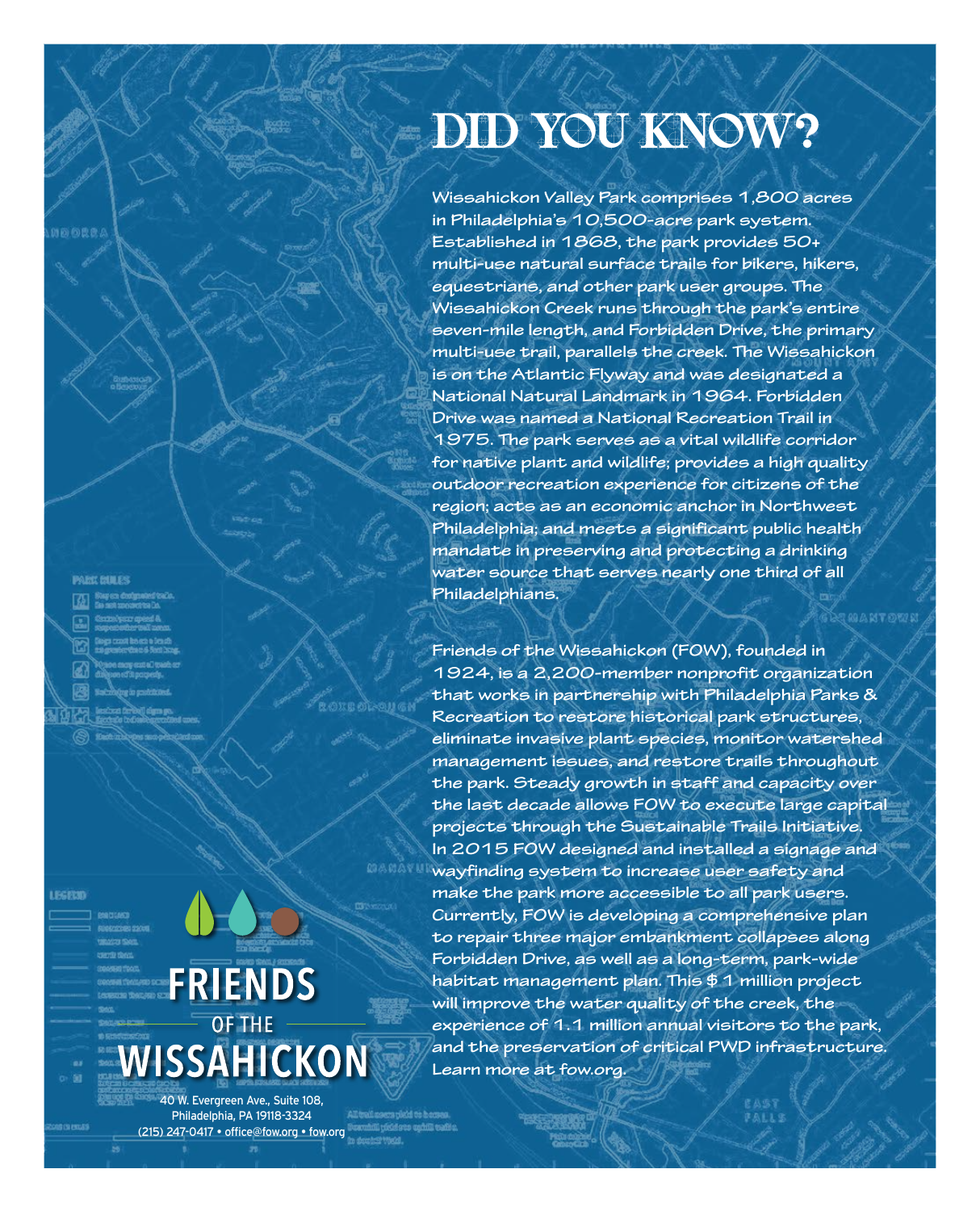# DID YOU KNOW?

Wissahickon Valley Park comprises 1,800 acres in Philadelphia's 10,500-acre park system. Established in 1868, the park provides 50+ multi-use natural surface trails for bikers, hikers, equestrians, and other park user groups. The Wissahickon Creek runs through the park's entire seven-mile length, and Forbidden Drive, the primary multi-use trail, parallels the creek. The Wissahickon is on the Atlantic Flyway and was designated a National Natural Landmark in 1964. Forbidden Drive was named a National Recreation Trail in 1975. The park serves as a vital wildlife corridor for native plant and wildlife; provides a high quality outdoor recreation experience for citizens of the region; acts as an economic anchor in Northwest Philadelphia; and meets a significant public health mandate in preserving and protecting a drinking water source that serves nearly one third of all Philadelphians.

Friends of the Wissahickon (FOW), founded in 1924, is a 2,200-member nonprofit organization that works in partnership with Philadelphia Parks & Recreation to restore historical park structures, eliminate invasive plant species, monitor watershed management issues, and restore trails throughout the park. Steady growth in staff and capacity over the last decade allows FOW to execute large capital projects through the Sustainable Trails Initiative. In 2015 FOW designed and installed a signage and wayfinding system to increase user safety and make the park more accessible to all park users. Currently, FOW is developing a comprehensive plan to repair three major embankment collapses along Forbidden Drive, as well as a long-term, park-wide habitat management plan. This $ 1 million project will improve the water quality of the creek, the experience of 1.1 million annual visitors to the park, and the preservation of critical PWD infrastructure. Learn more at fow.org.

**FRIENDS OF THE WISSAHICKON**

40 W. Evergreen Ave., Suite 108,
Philadelphia, PA 19118-3324
(215) 247-0417 • office@fow.org • fow.org